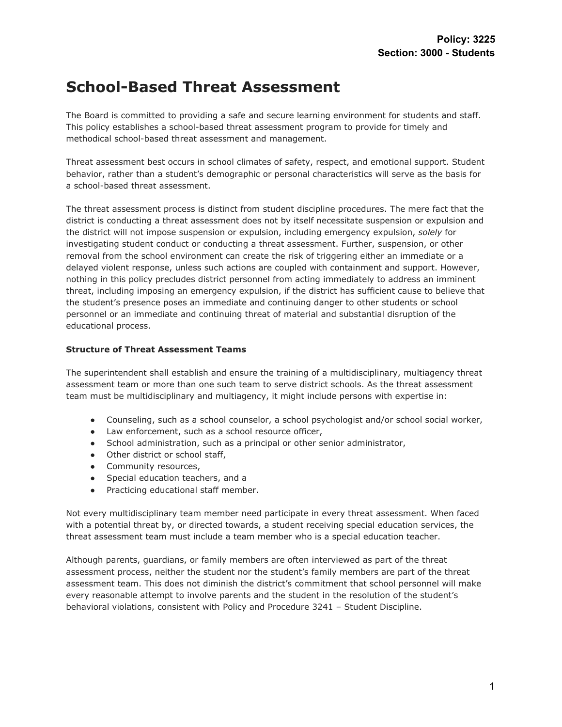**Policy: 3225**
**Section: 3000 - Students**

# School-Based Threat Assessment

The Board is committed to providing a safe and secure learning environment for students and staff. This policy establishes a school-based threat assessment program to provide for timely and methodical school-based threat assessment and management.

Threat assessment best occurs in school climates of safety, respect, and emotional support. Student behavior, rather than a student's demographic or personal characteristics will serve as the basis for a school-based threat assessment.

The threat assessment process is distinct from student discipline procedures. The mere fact that the district is conducting a threat assessment does not by itself necessitate suspension or expulsion and the district will not impose suspension or expulsion, including emergency expulsion, *solely* for investigating student conduct or conducting a threat assessment. Further, suspension, or other removal from the school environment can create the risk of triggering either an immediate or a delayed violent response, unless such actions are coupled with containment and support. However, nothing in this policy precludes district personnel from acting immediately to address an imminent threat, including imposing an emergency expulsion, if the district has sufficient cause to believe that the student's presence poses an immediate and continuing danger to other students or school personnel or an immediate and continuing threat of material and substantial disruption of the educational process.

### Structure of Threat Assessment Teams

The superintendent shall establish and ensure the training of a multidisciplinary, multiagency threat assessment team or more than one such team to serve district schools. As the threat assessment team must be multidisciplinary and multiagency, it might include persons with expertise in:

- Counseling, such as a school counselor, a school psychologist and/or school social worker,
- Law enforcement, such as a school resource officer,
- School administration, such as a principal or other senior administrator,
- Other district or school staff,
- Community resources,
- Special education teachers, and a
- Practicing educational staff member.

Not every multidisciplinary team member need participate in every threat assessment. When faced with a potential threat by, or directed towards, a student receiving special education services, the threat assessment team must include a team member who is a special education teacher.

Although parents, guardians, or family members are often interviewed as part of the threat assessment process, neither the student nor the student's family members are part of the threat assessment team. This does not diminish the district's commitment that school personnel will make every reasonable attempt to involve parents and the student in the resolution of the student's behavioral violations, consistent with Policy and Procedure 3241 – Student Discipline.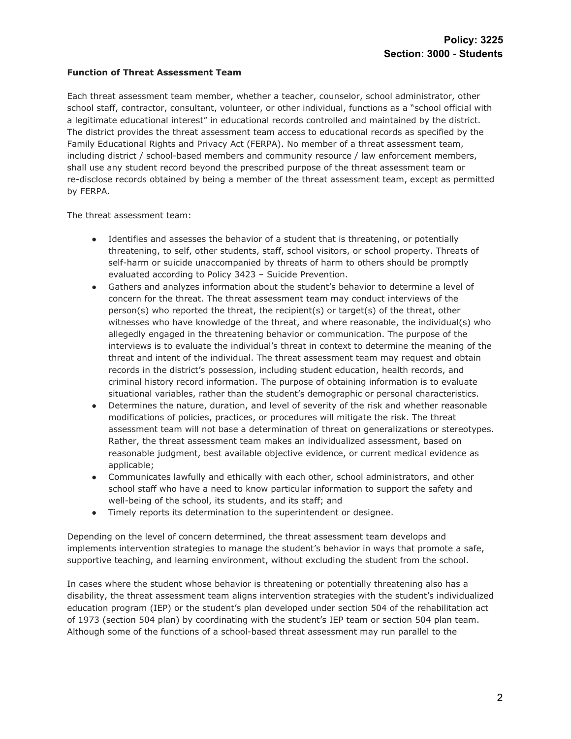**Function of Threat Assessment Team**

Each threat assessment team member, whether a teacher, counselor, school administrator, other school staff, contractor, consultant, volunteer, or other individual, functions as a "school official with a legitimate educational interest" in educational records controlled and maintained by the district. The district provides the threat assessment team access to educational records as specified by the Family Educational Rights and Privacy Act (FERPA). No member of a threat assessment team, including district / school-based members and community resource / law enforcement members, shall use any student record beyond the prescribed purpose of the threat assessment team or re-disclose records obtained by being a member of the threat assessment team, except as permitted by FERPA.

The threat assessment team:

- Identifies and assesses the behavior of a student that is threatening, or potentially threatening, to self, other students, staff, school visitors, or school property. Threats of self-harm or suicide unaccompanied by threats of harm to others should be promptly evaluated according to Policy 3423 – Suicide Prevention.
- Gathers and analyzes information about the student's behavior to determine a level of concern for the threat. The threat assessment team may conduct interviews of the person(s) who reported the threat, the recipient(s) or target(s) of the threat, other witnesses who have knowledge of the threat, and where reasonable, the individual(s) who allegedly engaged in the threatening behavior or communication. The purpose of the interviews is to evaluate the individual's threat in context to determine the meaning of the threat and intent of the individual. The threat assessment team may request and obtain records in the district's possession, including student education, health records, and criminal history record information. The purpose of obtaining information is to evaluate situational variables, rather than the student's demographic or personal characteristics.
- Determines the nature, duration, and level of severity of the risk and whether reasonable modifications of policies, practices, or procedures will mitigate the risk. The threat assessment team will not base a determination of threat on generalizations or stereotypes. Rather, the threat assessment team makes an individualized assessment, based on reasonable judgment, best available objective evidence, or current medical evidence as applicable;
- Communicates lawfully and ethically with each other, school administrators, and other school staff who have a need to know particular information to support the safety and well-being of the school, its students, and its staff; and
- Timely reports its determination to the superintendent or designee.

Depending on the level of concern determined, the threat assessment team develops and implements intervention strategies to manage the student's behavior in ways that promote a safe, supportive teaching, and learning environment, without excluding the student from the school.

In cases where the student whose behavior is threatening or potentially threatening also has a disability, the threat assessment team aligns intervention strategies with the student's individualized education program (IEP) or the student's plan developed under section 504 of the rehabilitation act of 1973 (section 504 plan) by coordinating with the student's IEP team or section 504 plan team. Although some of the functions of a school-based threat assessment may run parallel to the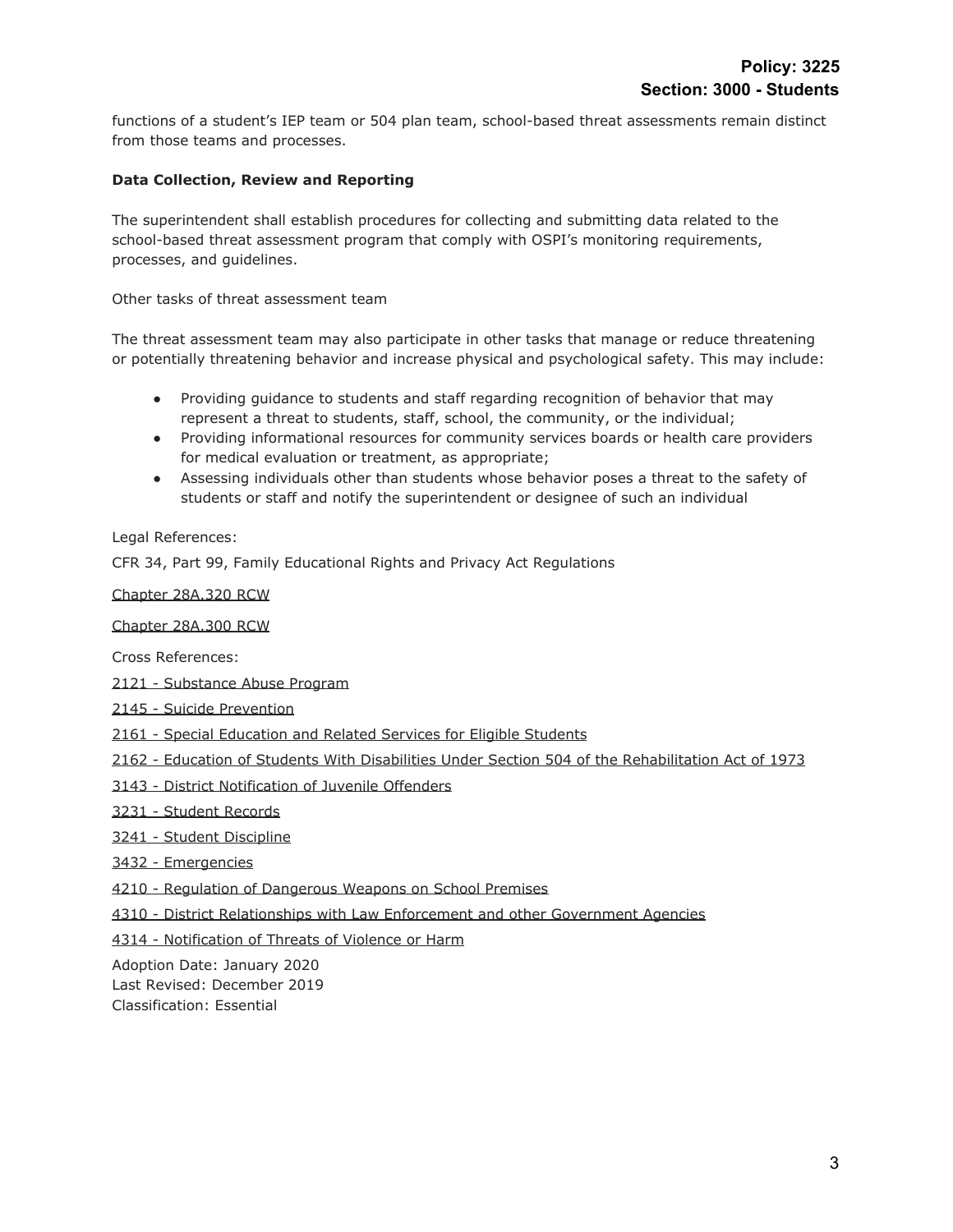functions of a student's IEP team or 504 plan team, school-based threat assessments remain distinct from those teams and processes.

**Data Collection, Review and Reporting**

The superintendent shall establish procedures for collecting and submitting data related to the school-based threat assessment program that comply with OSPI's monitoring requirements, processes, and guidelines.

Other tasks of threat assessment team

The threat assessment team may also participate in other tasks that manage or reduce threatening or potentially threatening behavior and increase physical and psychological safety. This may include:

- Providing guidance to students and staff regarding recognition of behavior that may represent a threat to students, staff, school, the community, or the individual;
- Providing informational resources for community services boards or health care providers for medical evaluation or treatment, as appropriate;
- Assessing individuals other than students whose behavior poses a threat to the safety of students or staff and notify the superintendent or designee of such an individual

Legal References:

CFR 34, Part 99, Family Educational Rights and Privacy Act Regulations

Chapter 28A.320 RCW

Chapter 28A.300 RCW

Cross References:

2121 - Substance Abuse Program

2145 - Suicide Prevention

2161 - Special Education and Related Services for Eligible Students

2162 - Education of Students With Disabilities Under Section 504 of the Rehabilitation Act of 1973

3143 - District Notification of Juvenile Offenders

3231 - Student Records

3241 - Student Discipline

3432 - Emergencies

4210 - Regulation of Dangerous Weapons on School Premises

4310 - District Relationships with Law Enforcement and other Government Agencies

4314 - Notification of Threats of Violence or Harm

Adoption Date: January 2020
Last Revised: December 2019
Classification: Essential